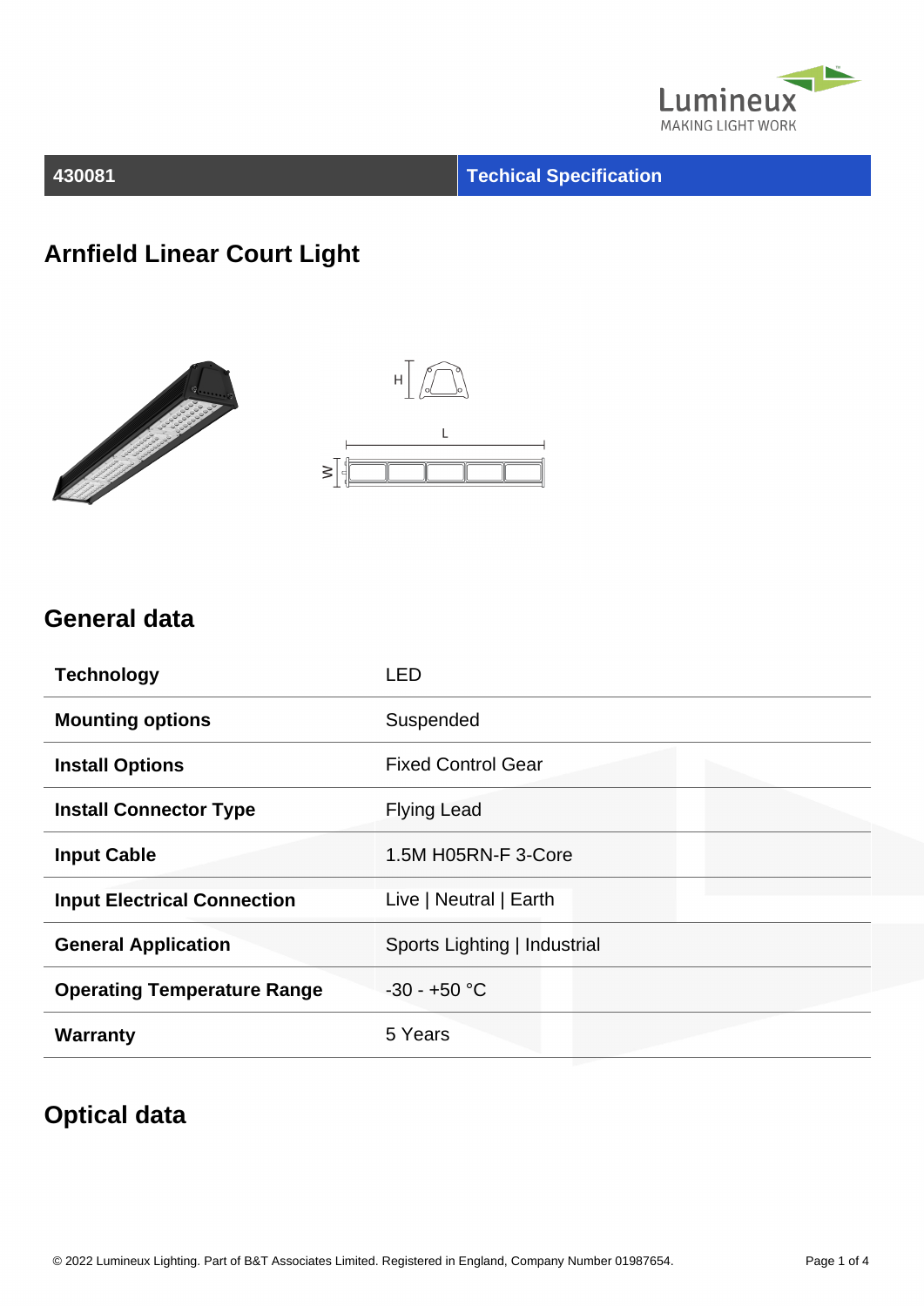Lumineux
MAKING LIGHT WORK

| 430081 | Techical Specification |
|---|---|

# Arnfield Linear Court Light

## General data

| | |
|---|---|
| **Technology** | LED |
| **Mounting options** | Suspended |
| **Install Options** | Fixed Control Gear |
| **Install Connector Type** | Flying Lead |
| **Input Cable** | 1.5M H05RN-F 3-Core |
| **Input Electrical Connection** | Live \| Neutral \| Earth |
| **General Application** | Sports Lighting \| Industrial |
| **Operating Temperature Range** | -30 - +50 °C |
| **Warranty** | 5 Years |

## Optical data

© 2022 Lumineux Lighting. Part of B&T Associates Limited. Registered in England, Company Number 01987654.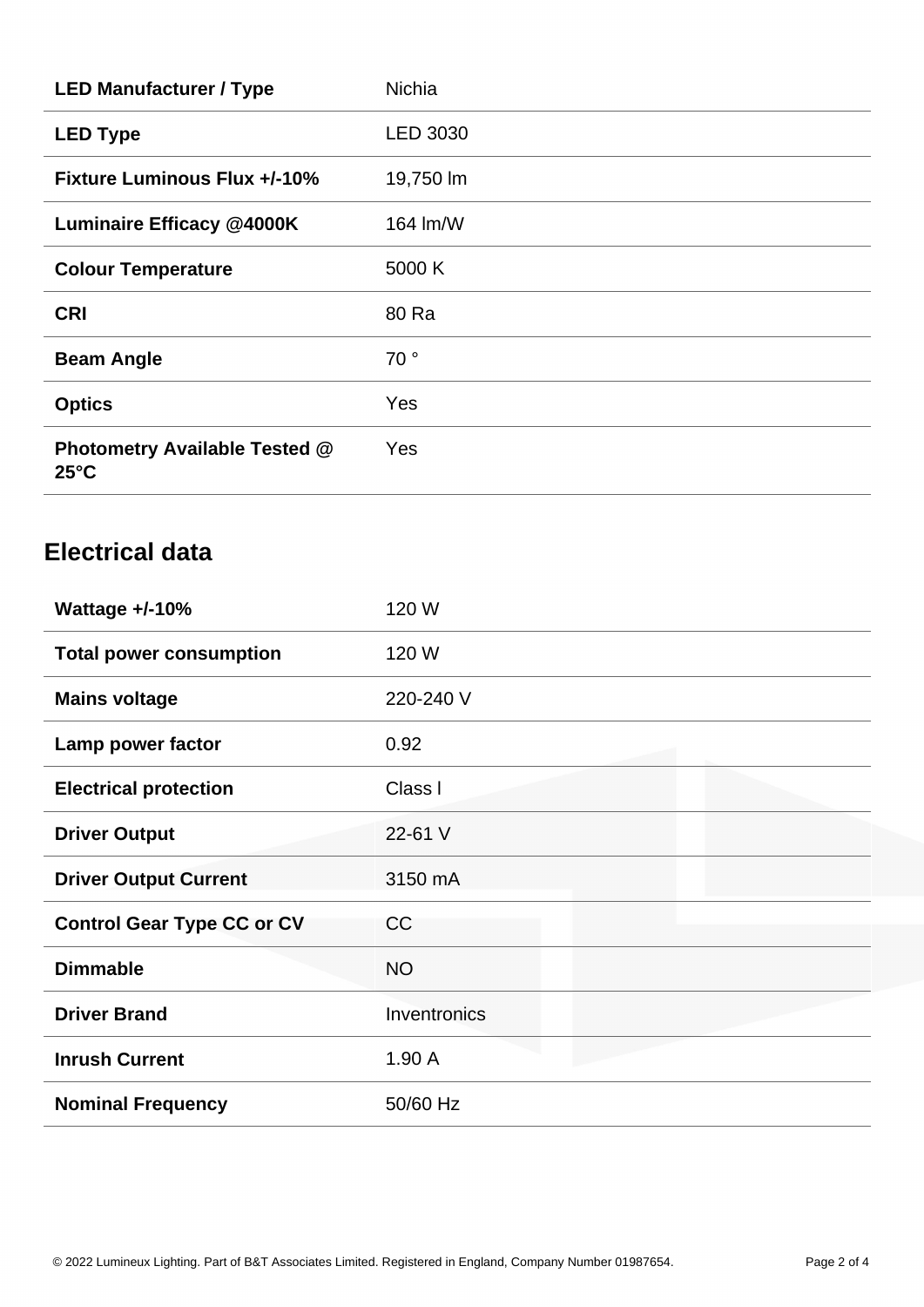| | |
|---|---|
| **LED Manufacturer / Type** | Nichia |
| **LED Type** | LED 3030 |
| **Fixture Luminous Flux +/-10%** | 19,750 lm |
| **Luminaire Efficacy @4000K** | 164 lm/W |
| **Colour Temperature** | 5000 K |
| **CRI** | 80 Ra |
| **Beam Angle** | 70 ° |
| **Optics** | Yes |
| **Photometry Available Tested @ 25°C** | Yes |

## Electrical data

| | |
|---|---|
| **Wattage +/-10%** | 120 W |
| **Total power consumption** | 120 W |
| **Mains voltage** | 220-240 V |
| **Lamp power factor** | 0.92 |
| **Electrical protection** | Class I |
| **Driver Output** | 22-61 V |
| **Driver Output Current** | 3150 mA |
| **Control Gear Type CC or CV** | CC |
| **Dimmable** | NO |
| **Driver Brand** | Inventronics |
| **Inrush Current** | 1.90 A |
| **Nominal Frequency** | 50/60 Hz |

© 2022 Lumineux Lighting. Part of B&T Associates Limited. Registered in England, Company Number 01987654.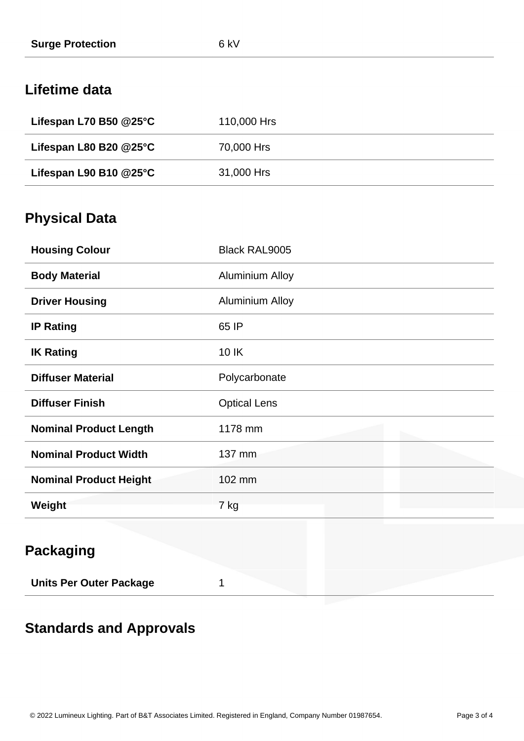| | |
|---|---|
| **Surge Protection** | 6 kV |

## Lifetime data

| | |
|---|---|
| **Lifespan L70 B50 @25°C** | 110,000 Hrs |
| **Lifespan L80 B20 @25°C** | 70,000 Hrs |
| **Lifespan L90 B10 @25°C** | 31,000 Hrs |

## Physical Data

| | |
|---|---|
| **Housing Colour** | Black RAL9005 |
| **Body Material** | Aluminium Alloy |
| **Driver Housing** | Aluminium Alloy |
| **IP Rating** | 65 IP |
| **IK Rating** | 10 IK |
| **Diffuser Material** | Polycarbonate |
| **Diffuser Finish** | Optical Lens |
| **Nominal Product Length** | 1178 mm |
| **Nominal Product Width** | 137 mm |
| **Nominal Product Height** | 102 mm |
| **Weight** | 7 kg |

## Packaging

| | |
|---|---|
| **Units Per Outer Package** | 1 |

## Standards and Approvals

© 2022 Lumineux Lighting. Part of B&T Associates Limited. Registered in England, Company Number 01987654.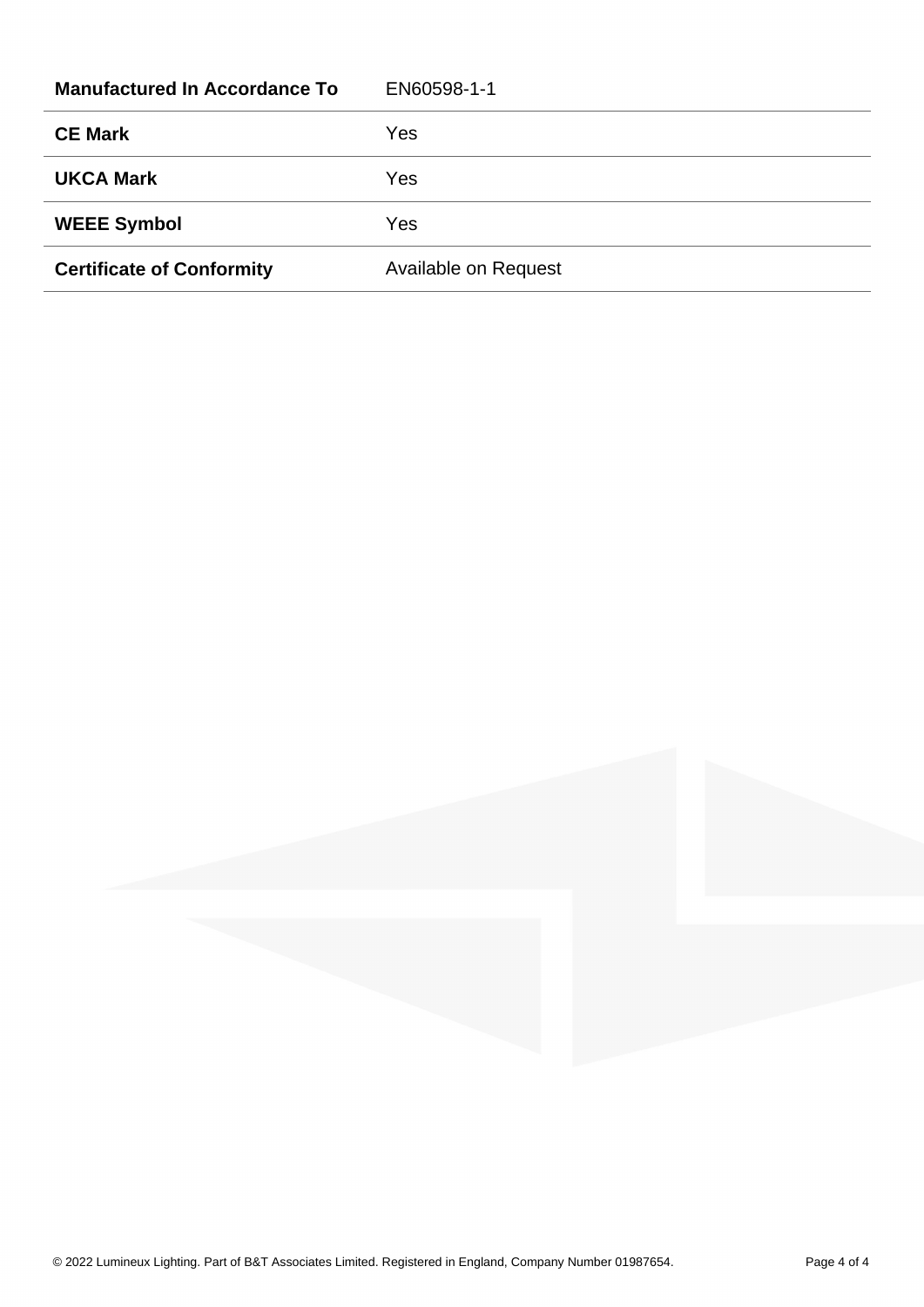| | |
|---|---|
| **Manufactured In Accordance To** | EN60598-1-1 |
| **CE Mark** | Yes |
| **UKCA Mark** | Yes |
| **WEEE Symbol** | Yes |
| **Certificate of Conformity** | Available on Request |

© 2022 Lumineux Lighting. Part of B&T Associates Limited. Registered in England, Company Number 01987654.